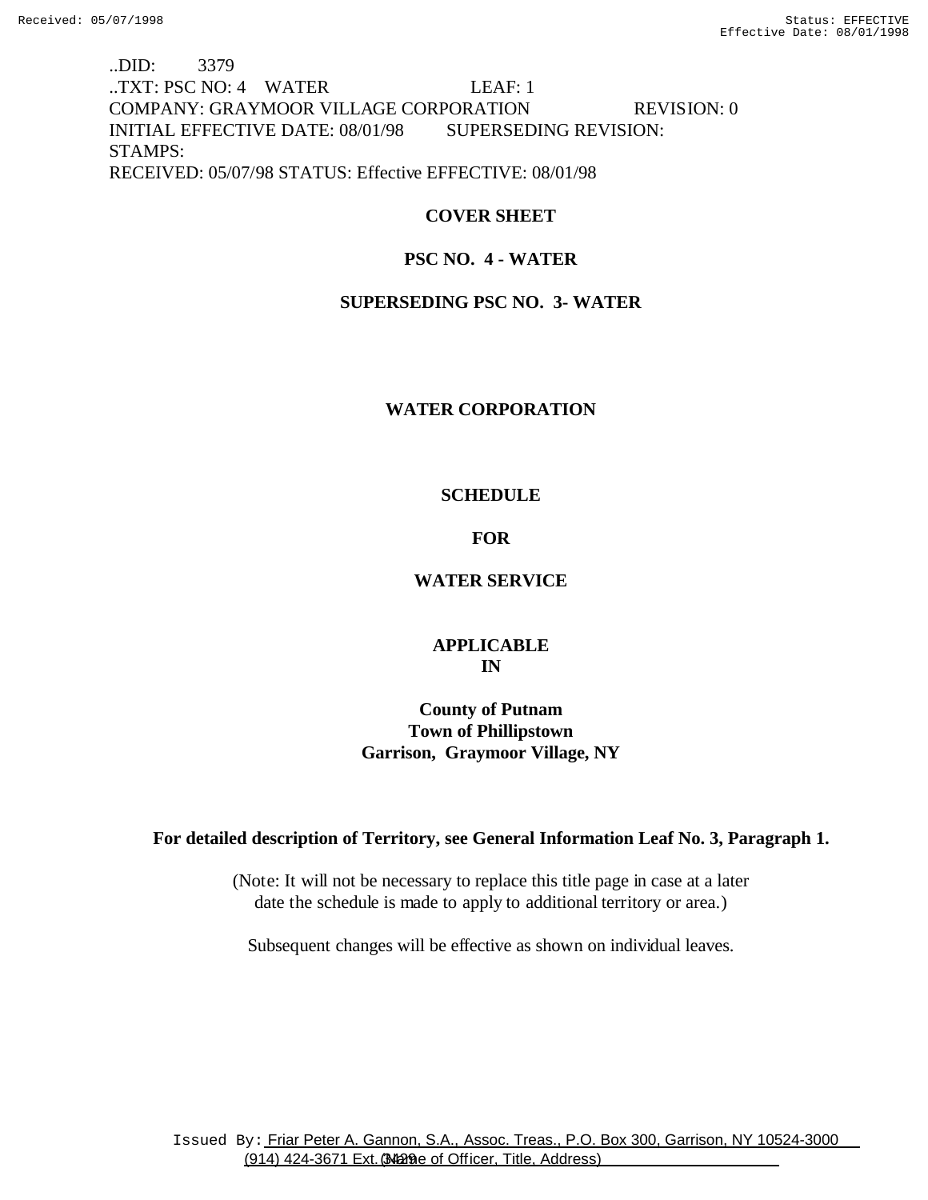..DID: 3379
..TXT: PSC NO: 4 WATER LEAF: 1
COMPANY: GRAYMOOR VILLAGE CORPORATION REVISION: 0
INITIAL EFFECTIVE DATE: 08/01/98 SUPERSEDING REVISION:
STAMPS:
RECEIVED: 05/07/98 STATUS: Effective EFFECTIVE: 08/01/98

**COVER SHEET**

**PSC NO. 4 - WATER**

**SUPERSEDING PSC NO. 3- WATER**

**WATER CORPORATION**

**SCHEDULE**

**FOR**

**WATER SERVICE**

**APPLICABLE IN**

**County of Putnam**
**Town of Phillipstown**
**Garrison, Graymoor Village, NY**

**For detailed description of Territory, see General Information Leaf No. 3, Paragraph 1.**

(Note: It will not be necessary to replace this title page in case at a later date the schedule is made to apply to additional territory or area.)

Subsequent changes will be effective as shown on individual leaves.

Issued By: Friar Peter A. Gannon, S.A., Assoc. Treas., P.O. Box 300, Garrison, NY 10524-3000 (914) 424-3671 Ext. 3429
(Name of Officer, Title, Address)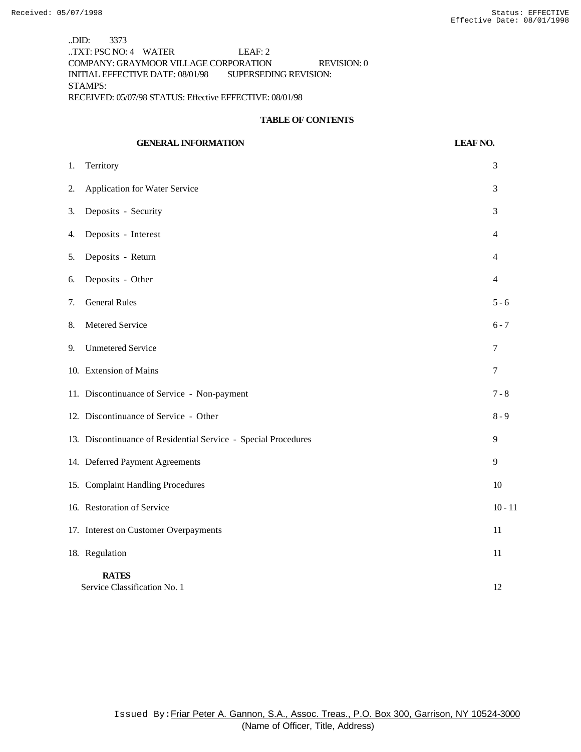..DID: 3373
..TXT: PSC NO: 4 WATER LEAF: 2
COMPANY: GRAYMOOR VILLAGE CORPORATION REVISION: 0
INITIAL EFFECTIVE DATE: 08/01/98 SUPERSEDING REVISION:
STAMPS:
RECEIVED: 05/07/98 STATUS: Effective EFFECTIVE: 08/01/98

## TABLE OF CONTENTS

| GENERAL INFORMATION | LEAF NO. |
|---|---|
| 1. Territory | 3 |
| 2. Application for Water Service | 3 |
| 3. Deposits - Security | 3 |
| 4. Deposits - Interest | 4 |
| 5. Deposits - Return | 4 |
| 6. Deposits - Other | 4 |
| 7. General Rules | 5 - 6 |
| 8. Metered Service | 6 - 7 |
| 9. Unmetered Service | 7 |
| 10. Extension of Mains | 7 |
| 11. Discontinuance of Service - Non-payment | 7 - 8 |
| 12. Discontinuance of Service - Other | 8 - 9 |
| 13. Discontinuance of Residential Service - Special Procedures | 9 |
| 14. Deferred Payment Agreements | 9 |
| 15. Complaint Handling Procedures | 10 |
| 16. Restoration of Service | 10 - 11 |
| 17. Interest on Customer Overpayments | 11 |
| 18. Regulation | 11 |
| **RATES** | |
| Service Classification No. 1 | 12 |

Issued By: Friar Peter A. Gannon, S.A., Assoc. Treas., P.O. Box 300, Garrison, NY 10524-3000
(Name of Officer, Title, Address)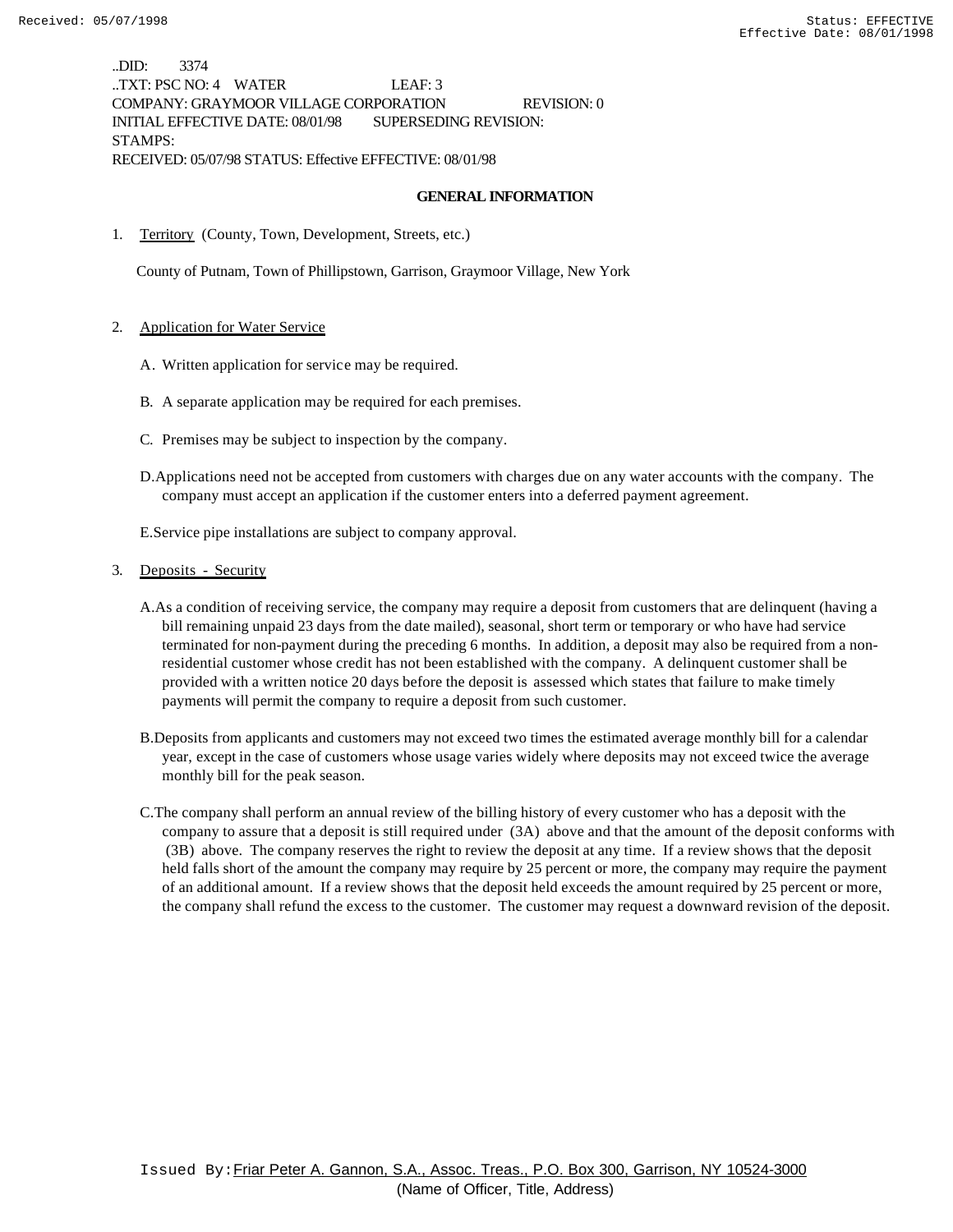..DID: 3374
..TXT: PSC NO: 4 WATER LEAF: 3
COMPANY: GRAYMOOR VILLAGE CORPORATION REVISION: 0
INITIAL EFFECTIVE DATE: 08/01/98 SUPERSEDING REVISION:
STAMPS:
RECEIVED: 05/07/98 STATUS: Effective EFFECTIVE: 08/01/98

## GENERAL INFORMATION

1. Territory (County, Town, Development, Streets, etc.)

   County of Putnam, Town of Phillipstown, Garrison, Graymoor Village, New York

2. Application for Water Service

   A. Written application for service may be required.

   B. A separate application may be required for each premises.

   C. Premises may be subject to inspection by the company.

   D. Applications need not be accepted from customers with charges due on any water accounts with the company. The company must accept an application if the customer enters into a deferred payment agreement.

   E. Service pipe installations are subject to company approval.

3. Deposits - Security

   A. As a condition of receiving service, the company may require a deposit from customers that are delinquent (having a bill remaining unpaid 23 days from the date mailed), seasonal, short term or temporary or who have had service terminated for non-payment during the preceding 6 months. In addition, a deposit may also be required from a non-residential customer whose credit has not been established with the company. A delinquent customer shall be provided with a written notice 20 days before the deposit is assessed which states that failure to make timely payments will permit the company to require a deposit from such customer.

   B. Deposits from applicants and customers may not exceed two times the estimated average monthly bill for a calendar year, except in the case of customers whose usage varies widely where deposits may not exceed twice the average monthly bill for the peak season.

   C. The company shall perform an annual review of the billing history of every customer who has a deposit with the company to assure that a deposit is still required under (3A) above and that the amount of the deposit conforms with (3B) above. The company reserves the right to review the deposit at any time. If a review shows that the deposit held falls short of the amount the company may require by 25 percent or more, the company may require the payment of an additional amount. If a review shows that the deposit held exceeds the amount required by 25 percent or more, the company shall refund the excess to the customer. The customer may request a downward revision of the deposit.

Issued By: Friar Peter A. Gannon, S.A., Assoc. Treas., P.O. Box 300, Garrison, NY 10524-3000
(Name of Officer, Title, Address)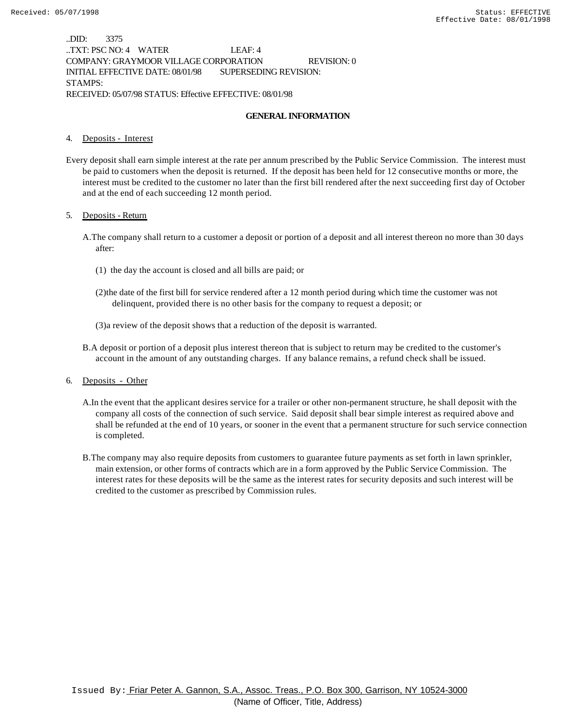..DID: 3375
..TXT: PSC NO: 4 WATER LEAF: 4
COMPANY: GRAYMOOR VILLAGE CORPORATION REVISION: 0
INITIAL EFFECTIVE DATE: 08/01/98 SUPERSEDING REVISION:
STAMPS:
RECEIVED: 05/07/98 STATUS: Effective EFFECTIVE: 08/01/98

## GENERAL INFORMATION

4. Deposits - Interest

Every deposit shall earn simple interest at the rate per annum prescribed by the Public Service Commission. The interest must be paid to customers when the deposit is returned. If the deposit has been held for 12 consecutive months or more, the interest must be credited to the customer no later than the first bill rendered after the next succeeding first day of October and at the end of each succeeding 12 month period.

5. Deposits - Return

A. The company shall return to a customer a deposit or portion of a deposit and all interest thereon no more than 30 days after:

(1) the day the account is closed and all bills are paid; or

(2) the date of the first bill for service rendered after a 12 month period during which time the customer was not delinquent, provided there is no other basis for the company to request a deposit; or

(3) a review of the deposit shows that a reduction of the deposit is warranted.

B. A deposit or portion of a deposit plus interest thereon that is subject to return may be credited to the customer's account in the amount of any outstanding charges. If any balance remains, a refund check shall be issued.

6. Deposits - Other

A. In the event that the applicant desires service for a trailer or other non-permanent structure, he shall deposit with the company all costs of the connection of such service. Said deposit shall bear simple interest as required above and shall be refunded at the end of 10 years, or sooner in the event that a permanent structure for such service connection is completed.

B. The company may also require deposits from customers to guarantee future payments as set forth in lawn sprinkler, main extension, or other forms of contracts which are in a form approved by the Public Service Commission. The interest rates for these deposits will be the same as the interest rates for security deposits and such interest will be credited to the customer as prescribed by Commission rules.

Issued By: Friar Peter A. Gannon, S.A., Assoc. Treas., P.O. Box 300, Garrison, NY 10524-3000
(Name of Officer, Title, Address)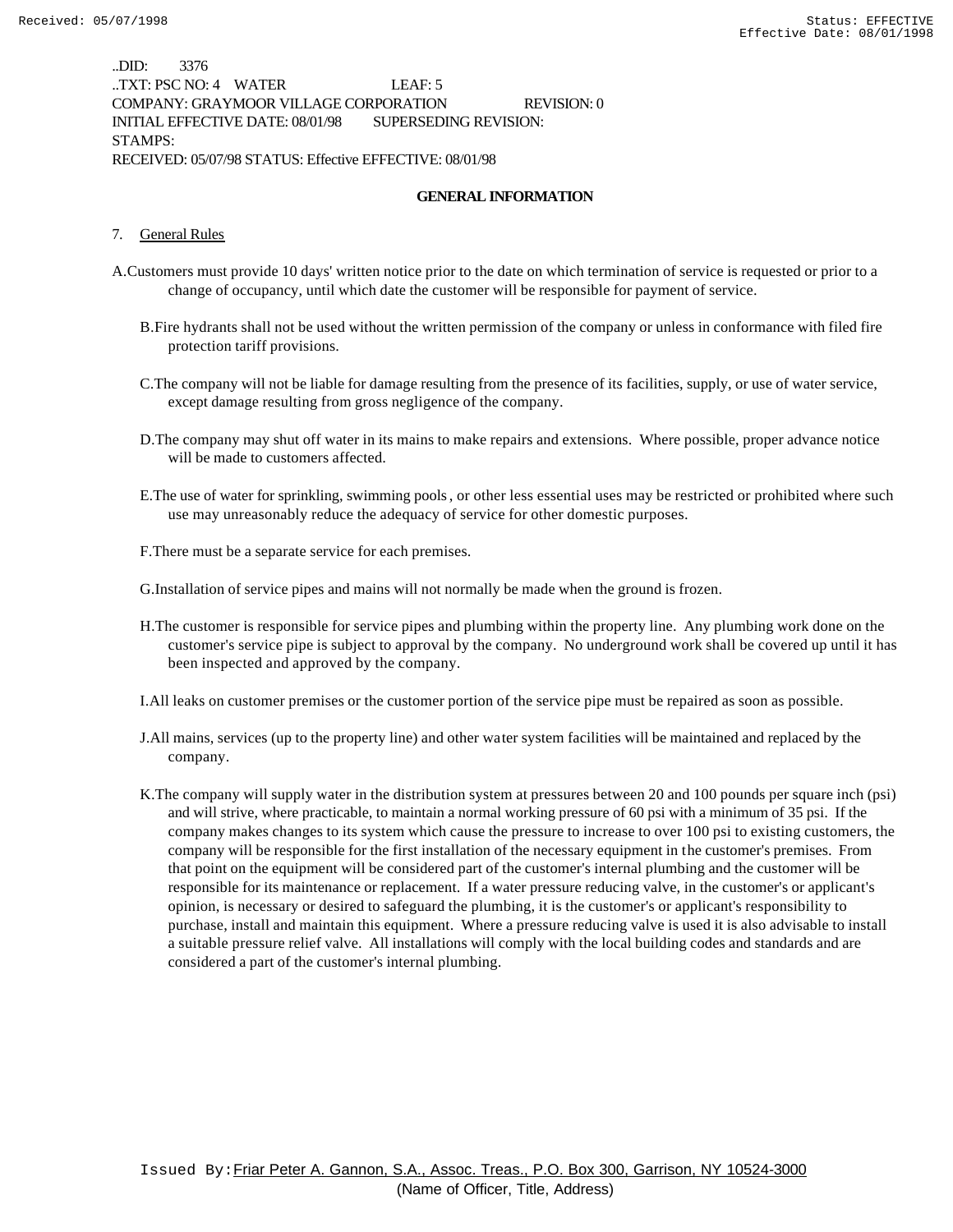..DID: 3376
..TXT: PSC NO: 4 WATER LEAF: 5
COMPANY: GRAYMOOR VILLAGE CORPORATION REVISION: 0
INITIAL EFFECTIVE DATE: 08/01/98 SUPERSEDING REVISION:
STAMPS:
RECEIVED: 05/07/98 STATUS: Effective EFFECTIVE: 08/01/98

**GENERAL INFORMATION**

7. General Rules

A. Customers must provide 10 days' written notice prior to the date on which termination of service is requested or prior to a change of occupancy, until which date the customer will be responsible for payment of service.

B. Fire hydrants shall not be used without the written permission of the company or unless in conformance with filed fire protection tariff provisions.

C. The company will not be liable for damage resulting from the presence of its facilities, supply, or use of water service, except damage resulting from gross negligence of the company.

D. The company may shut off water in its mains to make repairs and extensions. Where possible, proper advance notice will be made to customers affected.

E. The use of water for sprinkling, swimming pools, or other less essential uses may be restricted or prohibited where such use may unreasonably reduce the adequacy of service for other domestic purposes.

F. There must be a separate service for each premises.

G. Installation of service pipes and mains will not normally be made when the ground is frozen.

H. The customer is responsible for service pipes and plumbing within the property line. Any plumbing work done on the customer's service pipe is subject to approval by the company. No underground work shall be covered up until it has been inspected and approved by the company.

I. All leaks on customer premises or the customer portion of the service pipe must be repaired as soon as possible.

J. All mains, services (up to the property line) and other water system facilities will be maintained and replaced by the company.

K. The company will supply water in the distribution system at pressures between 20 and 100 pounds per square inch (psi) and will strive, where practicable, to maintain a normal working pressure of 60 psi with a minimum of 35 psi. If the company makes changes to its system which cause the pressure to increase to over 100 psi to existing customers, the company will be responsible for the first installation of the necessary equipment in the customer's premises. From that point on the equipment will be considered part of the customer's internal plumbing and the customer will be responsible for its maintenance or replacement. If a water pressure reducing valve, in the customer's or applicant's opinion, is necessary or desired to safeguard the plumbing, it is the customer's or applicant's responsibility to purchase, install and maintain this equipment. Where a pressure reducing valve is used it is also advisable to install a suitable pressure relief valve. All installations will comply with the local building codes and standards and are considered a part of the customer's internal plumbing.

Issued By: Friar Peter A. Gannon, S.A., Assoc. Treas., P.O. Box 300, Garrison, NY 10524-3000
(Name of Officer, Title, Address)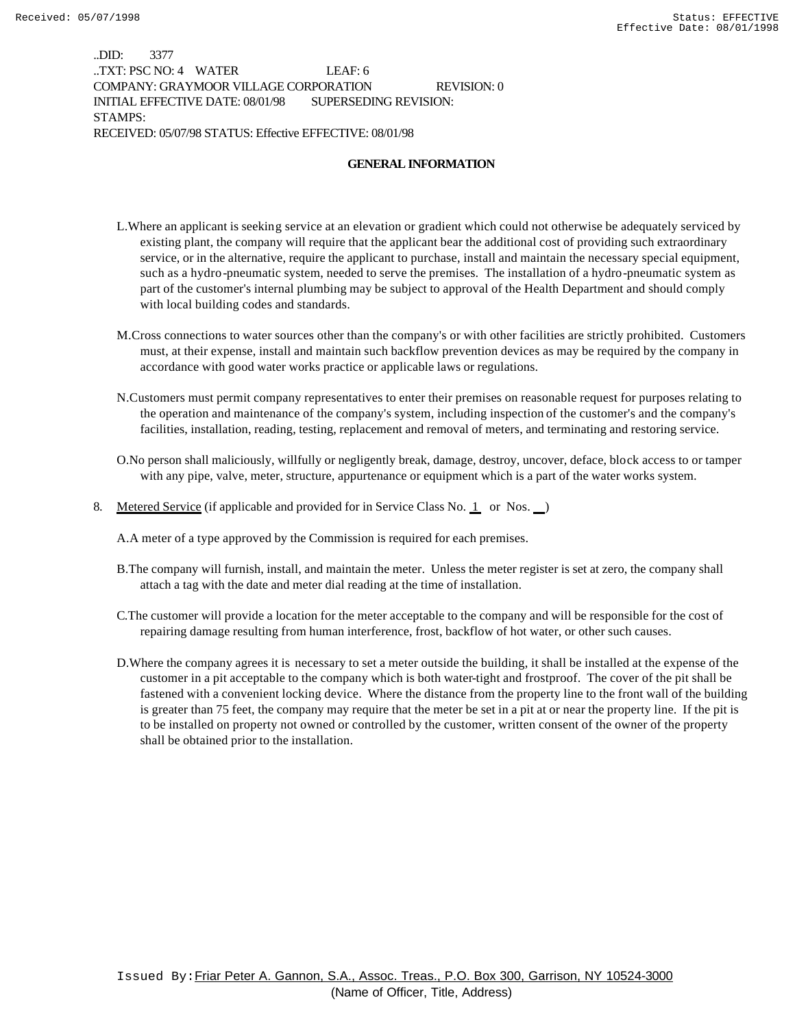..DID: 3377
..TXT: PSC NO: 4 WATER LEAF: 6
COMPANY: GRAYMOOR VILLAGE CORPORATION REVISION: 0
INITIAL EFFECTIVE DATE: 08/01/98 SUPERSEDING REVISION:
STAMPS:
RECEIVED: 05/07/98 STATUS: Effective EFFECTIVE: 08/01/98

## GENERAL INFORMATION

L. Where an applicant is seeking service at an elevation or gradient which could not otherwise be adequately serviced by existing plant, the company will require that the applicant bear the additional cost of providing such extraordinary service, or in the alternative, require the applicant to purchase, install and maintain the necessary special equipment, such as a hydro-pneumatic system, needed to serve the premises. The installation of a hydro-pneumatic system as part of the customer's internal plumbing may be subject to approval of the Health Department and should comply with local building codes and standards.

M. Cross connections to water sources other than the company's or with other facilities are strictly prohibited. Customers must, at their expense, install and maintain such backflow prevention devices as may be required by the company in accordance with good water works practice or applicable laws or regulations.

N. Customers must permit company representatives to enter their premises on reasonable request for purposes relating to the operation and maintenance of the company's system, including inspection of the customer's and the company's facilities, installation, reading, testing, replacement and removal of meters, and terminating and restoring service.

O. No person shall maliciously, willfully or negligently break, damage, destroy, uncover, deface, block access to or tamper with any pipe, valve, meter, structure, appurtenance or equipment which is a part of the water works system.

8. Metered Service (if applicable and provided for in Service Class No. 1 or Nos. __)

A. A meter of a type approved by the Commission is required for each premises.

B. The company will furnish, install, and maintain the meter. Unless the meter register is set at zero, the company shall attach a tag with the date and meter dial reading at the time of installation.

C. The customer will provide a location for the meter acceptable to the company and will be responsible for the cost of repairing damage resulting from human interference, frost, backflow of hot water, or other such causes.

D. Where the company agrees it is necessary to set a meter outside the building, it shall be installed at the expense of the customer in a pit acceptable to the company which is both water-tight and frostproof. The cover of the pit shall be fastened with a convenient locking device. Where the distance from the property line to the front wall of the building is greater than 75 feet, the company may require that the meter be set in a pit at or near the property line. If the pit is to be installed on property not owned or controlled by the customer, written consent of the owner of the property shall be obtained prior to the installation.

Issued By: Friar Peter A. Gannon, S.A., Assoc. Treas., P.O. Box 300, Garrison, NY 10524-3000
(Name of Officer, Title, Address)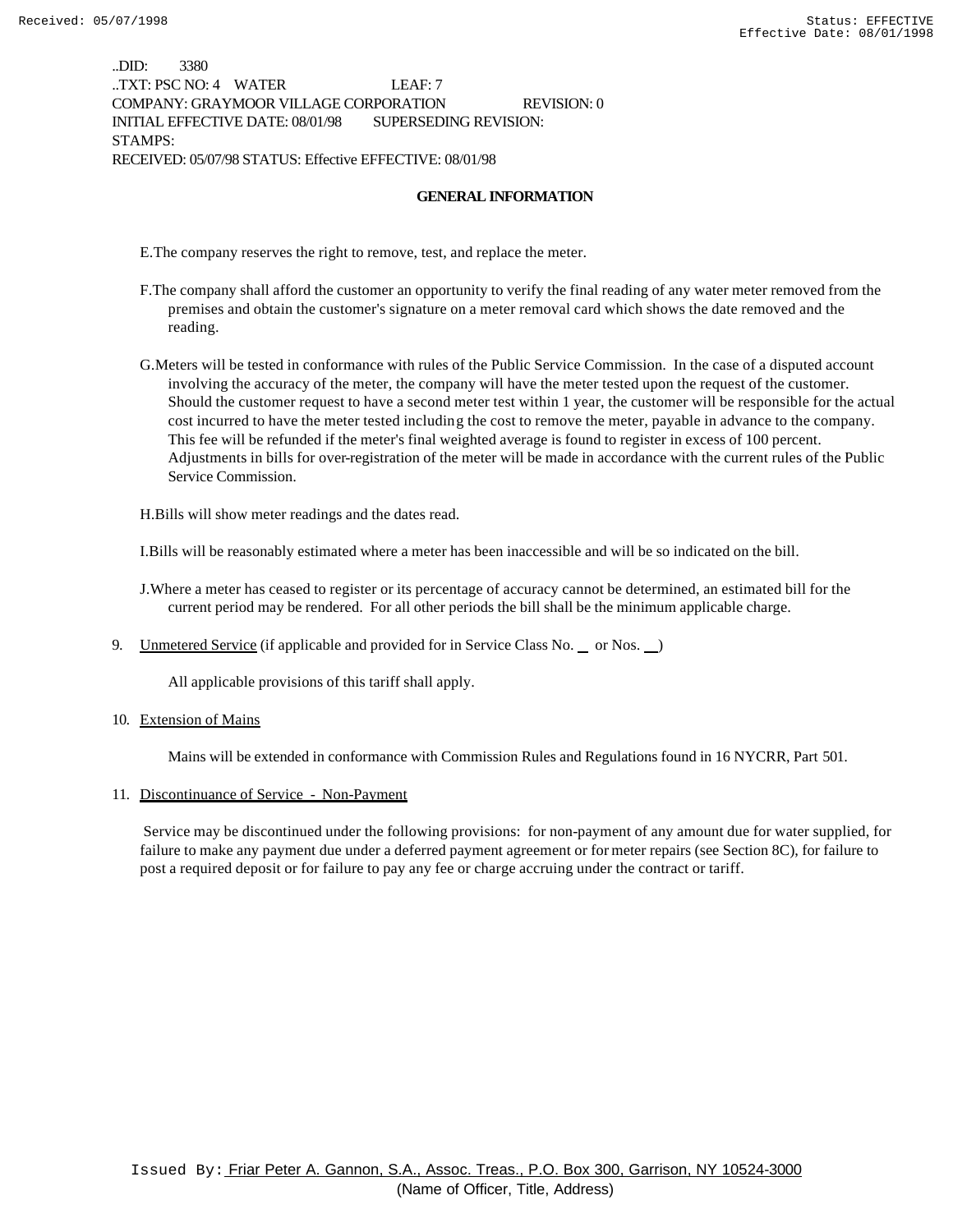..DID: 3380
..TXT: PSC NO: 4 WATER LEAF: 7
COMPANY: GRAYMOOR VILLAGE CORPORATION REVISION: 0
INITIAL EFFECTIVE DATE: 08/01/98 SUPERSEDING REVISION:
STAMPS:
RECEIVED: 05/07/98 STATUS: Effective EFFECTIVE: 08/01/98

**GENERAL INFORMATION**

E. The company reserves the right to remove, test, and replace the meter.

F. The company shall afford the customer an opportunity to verify the final reading of any water meter removed from the premises and obtain the customer's signature on a meter removal card which shows the date removed and the reading.

G. Meters will be tested in conformance with rules of the Public Service Commission. In the case of a disputed account involving the accuracy of the meter, the company will have the meter tested upon the request of the customer. Should the customer request to have a second meter test within 1 year, the customer will be responsible for the actual cost incurred to have the meter tested including the cost to remove the meter, payable in advance to the company. This fee will be refunded if the meter's final weighted average is found to register in excess of 100 percent. Adjustments in bills for over-registration of the meter will be made in accordance with the current rules of the Public Service Commission.

H. Bills will show meter readings and the dates read.

I. Bills will be reasonably estimated where a meter has been inaccessible and will be so indicated on the bill.

J. Where a meter has ceased to register or its percentage of accuracy cannot be determined, an estimated bill for the current period may be rendered. For all other periods the bill shall be the minimum applicable charge.

9. Unmetered Service (if applicable and provided for in Service Class No. __ or Nos. __)

   All applicable provisions of this tariff shall apply.

10. Extension of Mains

    Mains will be extended in conformance with Commission Rules and Regulations found in 16 NYCRR, Part 501.

11. Discontinuance of Service - Non-Payment

    Service may be discontinued under the following provisions: for non-payment of any amount due for water supplied, for failure to make any payment due under a deferred payment agreement or for meter repairs (see Section 8C), for failure to post a required deposit or for failure to pay any fee or charge accruing under the contract or tariff.

Issued By: Friar Peter A. Gannon, S.A., Assoc. Treas., P.O. Box 300, Garrison, NY 10524-3000
(Name of Officer, Title, Address)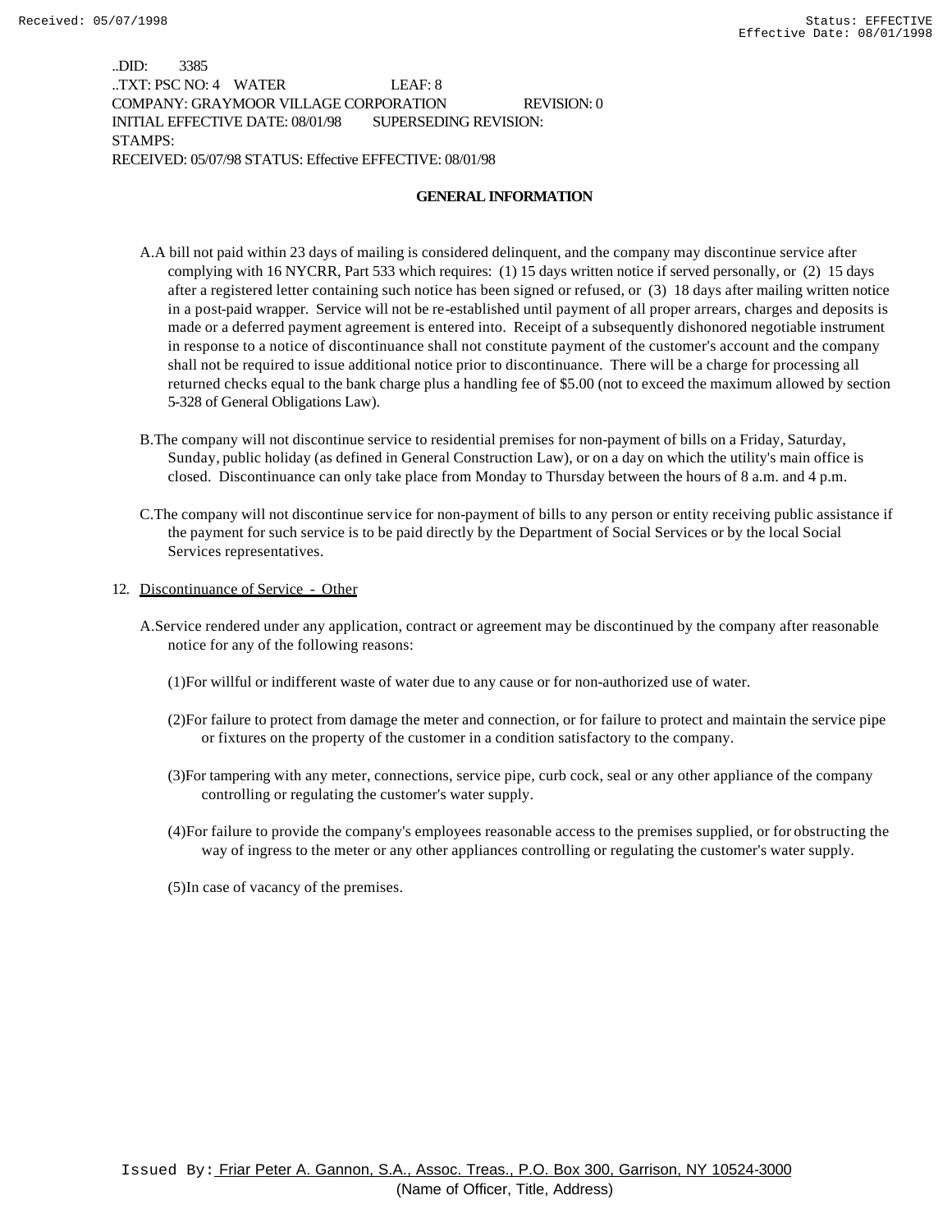..DID: 3385
..TXT: PSC NO: 4 WATER LEAF: 8
COMPANY: GRAYMOOR VILLAGE CORPORATION REVISION: 0
INITIAL EFFECTIVE DATE: 08/01/98 SUPERSEDING REVISION:
STAMPS:
RECEIVED: 05/07/98 STATUS: Effective EFFECTIVE: 08/01/98

**GENERAL INFORMATION**

A. A bill not paid within 23 days of mailing is considered delinquent, and the company may discontinue service after complying with 16 NYCRR, Part 533 which requires: (1) 15 days written notice if served personally, or (2) 15 days after a registered letter containing such notice has been signed or refused, or (3) 18 days after mailing written notice in a post-paid wrapper. Service will not be re-established until payment of all proper arrears, charges and deposits is made or a deferred payment agreement is entered into. Receipt of a subsequently dishonored negotiable instrument in response to a notice of discontinuance shall not constitute payment of the customer's account and the company shall not be required to issue additional notice prior to discontinuance. There will be a charge for processing all returned checks equal to the bank charge plus a handling fee of $5.00 (not to exceed the maximum allowed by section 5-328 of General Obligations Law).

B. The company will not discontinue service to residential premises for non-payment of bills on a Friday, Saturday, Sunday, public holiday (as defined in General Construction Law), or on a day on which the utility's main office is closed. Discontinuance can only take place from Monday to Thursday between the hours of 8 a.m. and 4 p.m.

C. The company will not discontinue service for non-payment of bills to any person or entity receiving public assistance if the payment for such service is to be paid directly by the Department of Social Services or by the local Social Services representatives.

12. Discontinuance of Service - Other

A. Service rendered under any application, contract or agreement may be discontinued by the company after reasonable notice for any of the following reasons:

(1) For willful or indifferent waste of water due to any cause or for non-authorized use of water.

(2) For failure to protect from damage the meter and connection, or for failure to protect and maintain the service pipe or fixtures on the property of the customer in a condition satisfactory to the company.

(3) For tampering with any meter, connections, service pipe, curb cock, seal or any other appliance of the company controlling or regulating the customer's water supply.

(4) For failure to provide the company's employees reasonable access to the premises supplied, or for obstructing the way of ingress to the meter or any other appliances controlling or regulating the customer's water supply.

(5) In case of vacancy of the premises.

Issued By: Friar Peter A. Gannon, S.A., Assoc. Treas., P.O. Box 300, Garrison, NY 10524-3000
(Name of Officer, Title, Address)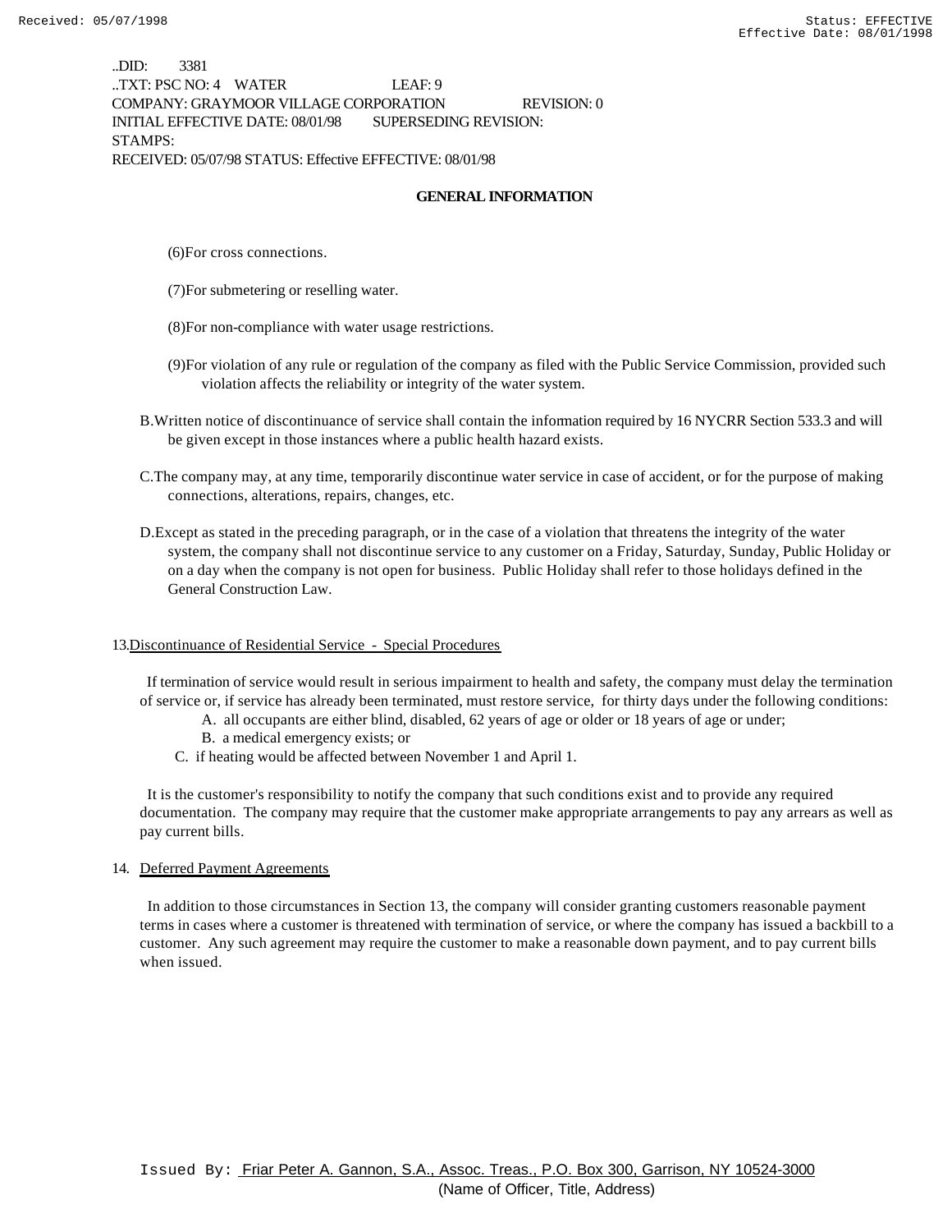..DID: 3381
..TXT: PSC NO: 4 WATER LEAF: 9
COMPANY: GRAYMOOR VILLAGE CORPORATION REVISION: 0
INITIAL EFFECTIVE DATE: 08/01/98 SUPERSEDING REVISION:
STAMPS:
RECEIVED: 05/07/98 STATUS: Effective EFFECTIVE: 08/01/98

## GENERAL INFORMATION

(6)For cross connections.

(7)For submetering or reselling water.

(8)For non-compliance with water usage restrictions.

(9)For violation of any rule or regulation of the company as filed with the Public Service Commission, provided such violation affects the reliability or integrity of the water system.

B.Written notice of discontinuance of service shall contain the information required by 16 NYCRR Section 533.3 and will be given except in those instances where a public health hazard exists.

C.The company may, at any time, temporarily discontinue water service in case of accident, or for the purpose of making connections, alterations, repairs, changes, etc.

D.Except as stated in the preceding paragraph, or in the case of a violation that threatens the integrity of the water system, the company shall not discontinue service to any customer on a Friday, Saturday, Sunday, Public Holiday or on a day when the company is not open for business. Public Holiday shall refer to those holidays defined in the General Construction Law.

13.Discontinuance of Residential Service - Special Procedures

If termination of service would result in serious impairment to health and safety, the company must delay the termination of service or, if service has already been terminated, must restore service, for thirty days under the following conditions:

A. all occupants are either blind, disabled, 62 years of age or older or 18 years of age or under;

B. a medical emergency exists; or

C. if heating would be affected between November 1 and April 1.

It is the customer's responsibility to notify the company that such conditions exist and to provide any required documentation. The company may require that the customer make appropriate arrangements to pay any arrears as well as pay current bills.

14. Deferred Payment Agreements

In addition to those circumstances in Section 13, the company will consider granting customers reasonable payment terms in cases where a customer is threatened with termination of service, or where the company has issued a backbill to a customer. Any such agreement may require the customer to make a reasonable down payment, and to pay current bills when issued.

Issued By: Friar Peter A. Gannon, S.A., Assoc. Treas., P.O. Box 300, Garrison, NY 10524-3000
(Name of Officer, Title, Address)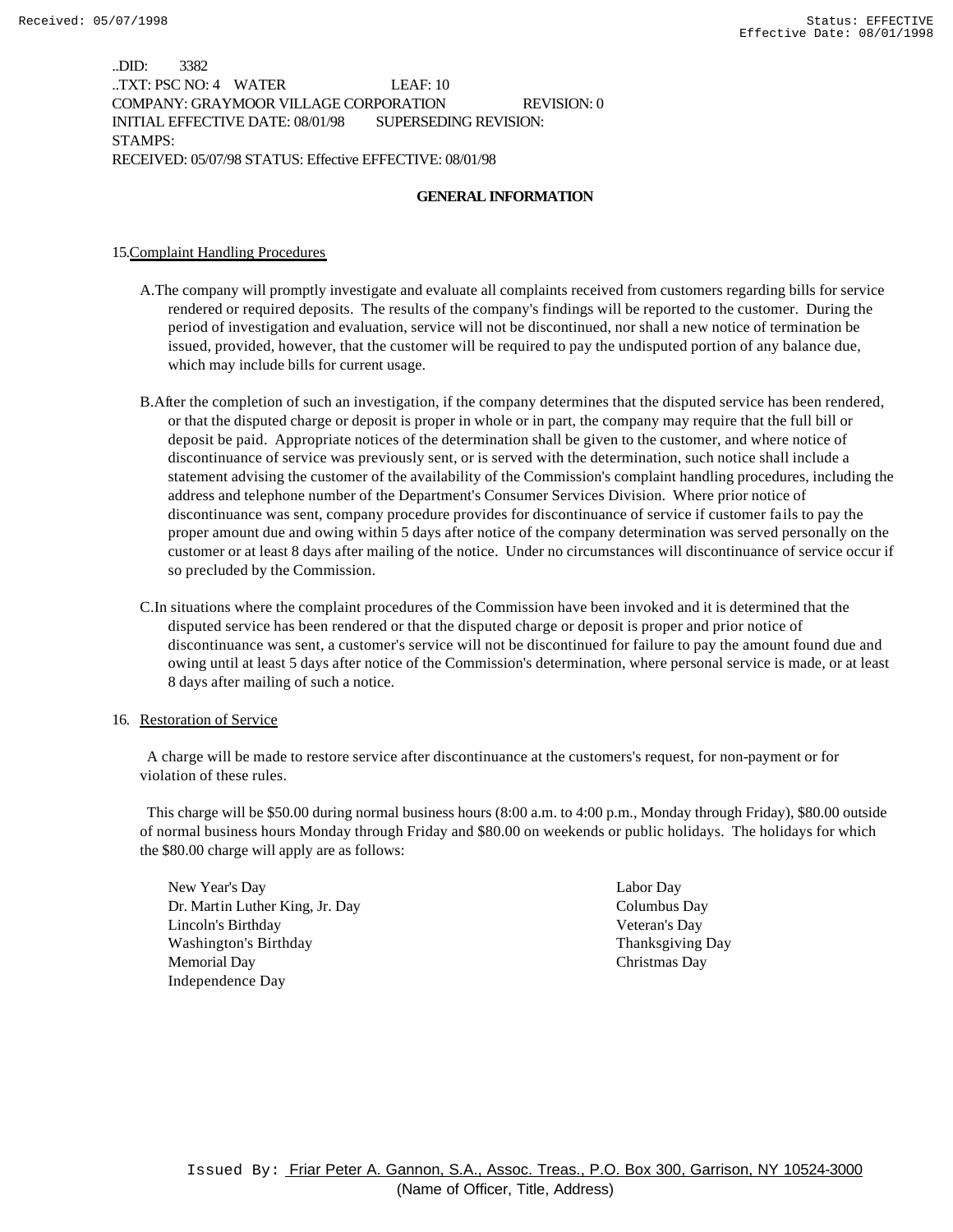..DID: 3382
..TXT: PSC NO: 4 WATER LEAF: 10
COMPANY: GRAYMOOR VILLAGE CORPORATION REVISION: 0
INITIAL EFFECTIVE DATE: 08/01/98 SUPERSEDING REVISION:
STAMPS:
RECEIVED: 05/07/98 STATUS: Effective EFFECTIVE: 08/01/98

## GENERAL INFORMATION

15. Complaint Handling Procedures

A. The company will promptly investigate and evaluate all complaints received from customers regarding bills for service rendered or required deposits. The results of the company's findings will be reported to the customer. During the period of investigation and evaluation, service will not be discontinued, nor shall a new notice of termination be issued, provided, however, that the customer will be required to pay the undisputed portion of any balance due, which may include bills for current usage.

B. After the completion of such an investigation, if the company determines that the disputed service has been rendered, or that the disputed charge or deposit is proper in whole or in part, the company may require that the full bill or deposit be paid. Appropriate notices of the determination shall be given to the customer, and where notice of discontinuance of service was previously sent, or is served with the determination, such notice shall include a statement advising the customer of the availability of the Commission's complaint handling procedures, including the address and telephone number of the Department's Consumer Services Division. Where prior notice of discontinuance was sent, company procedure provides for discontinuance of service if customer fails to pay the proper amount due and owing within 5 days after notice of the company determination was served personally on the customer or at least 8 days after mailing of the notice. Under no circumstances will discontinuance of service occur if so precluded by the Commission.

C. In situations where the complaint procedures of the Commission have been invoked and it is determined that the disputed service has been rendered or that the disputed charge or deposit is proper and prior notice of discontinuance was sent, a customer's service will not be discontinued for failure to pay the amount found due and owing until at least 5 days after notice of the Commission's determination, where personal service is made, or at least 8 days after mailing of such a notice.

16. Restoration of Service

A charge will be made to restore service after discontinuance at the customers's request, for non-payment or for violation of these rules.

This charge will be $50.00 during normal business hours (8:00 a.m. to 4:00 p.m., Monday through Friday), $80.00 outside of normal business hours Monday through Friday and $80.00 on weekends or public holidays. The holidays for which the $80.00 charge will apply are as follows:

- New Year's Day
- Dr. Martin Luther King, Jr. Day
- Lincoln's Birthday
- Washington's Birthday
- Memorial Day
- Independence Day
- Labor Day
- Columbus Day
- Veteran's Day
- Thanksgiving Day
- Christmas Day

Issued By: Friar Peter A. Gannon, S.A., Assoc. Treas., P.O. Box 300, Garrison, NY 10524-3000
(Name of Officer, Title, Address)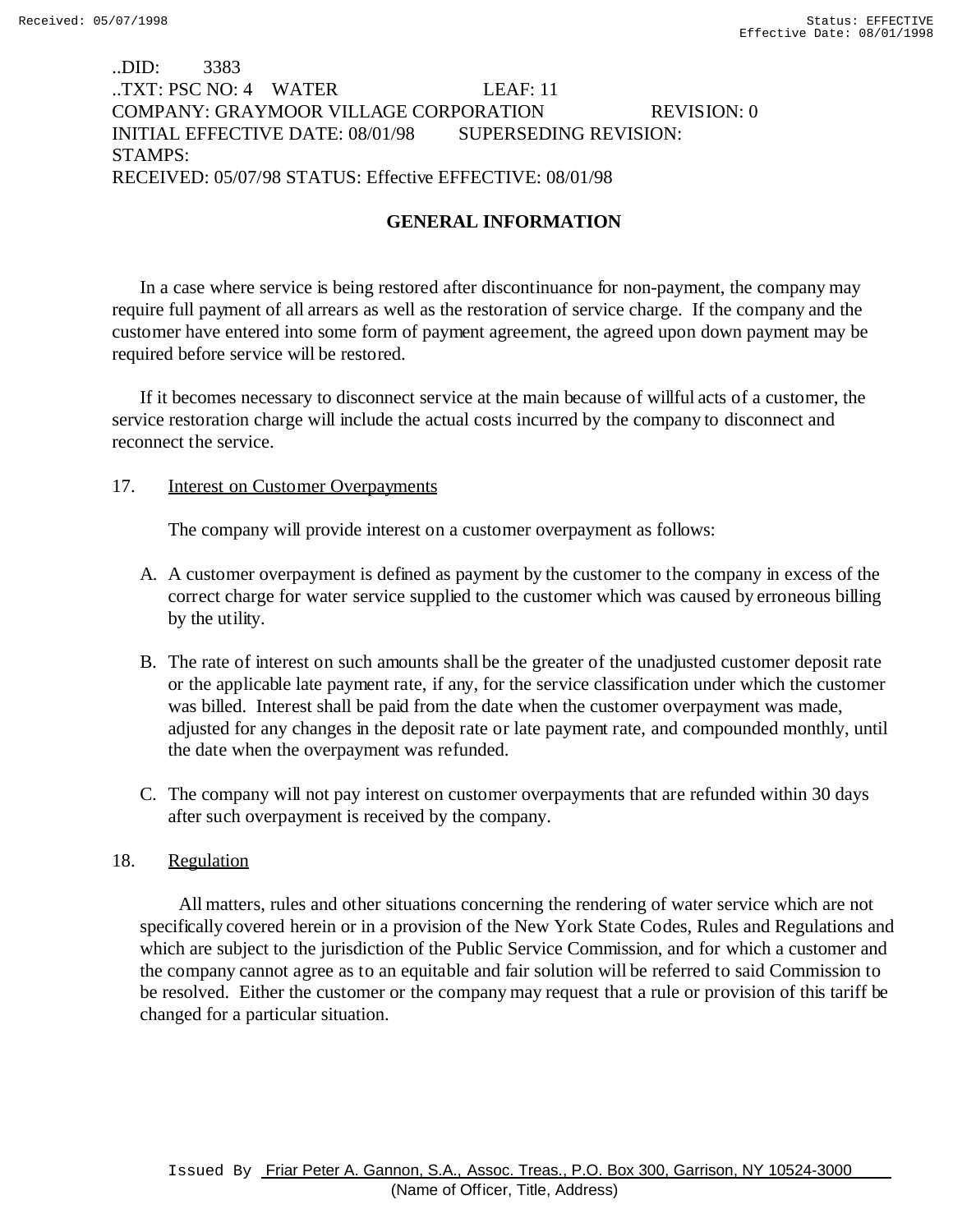..DID: 3383
..TXT: PSC NO: 4 WATER LEAF: 11
COMPANY: GRAYMOOR VILLAGE CORPORATION REVISION: 0
INITIAL EFFECTIVE DATE: 08/01/98 SUPERSEDING REVISION:
STAMPS:
RECEIVED: 05/07/98 STATUS: Effective EFFECTIVE: 08/01/98

## GENERAL INFORMATION

In a case where service is being restored after discontinuance for non-payment, the company may require full payment of all arrears as well as the restoration of service charge. If the company and the customer have entered into some form of payment agreement, the agreed upon down payment may be required before service will be restored.

If it becomes necessary to disconnect service at the main because of willful acts of a customer, the service restoration charge will include the actual costs incurred by the company to disconnect and reconnect the service.

17. Interest on Customer Overpayments

The company will provide interest on a customer overpayment as follows:

A. A customer overpayment is defined as payment by the customer to the company in excess of the correct charge for water service supplied to the customer which was caused by erroneous billing by the utility.

B. The rate of interest on such amounts shall be the greater of the unadjusted customer deposit rate or the applicable late payment rate, if any, for the service classification under which the customer was billed. Interest shall be paid from the date when the customer overpayment was made, adjusted for any changes in the deposit rate or late payment rate, and compounded monthly, until the date when the overpayment was refunded.

C. The company will not pay interest on customer overpayments that are refunded within 30 days after such overpayment is received by the company.

18. Regulation

All matters, rules and other situations concerning the rendering of water service which are not specifically covered herein or in a provision of the New York State Codes, Rules and Regulations and which are subject to the jurisdiction of the Public Service Commission, and for which a customer and the company cannot agree as to an equitable and fair solution will be referred to said Commission to be resolved. Either the customer or the company may request that a rule or provision of this tariff be changed for a particular situation.

Issued By Friar Peter A. Gannon, S.A., Assoc. Treas., P.O. Box 300, Garrison, NY 10524-3000
(Name of Officer, Title, Address)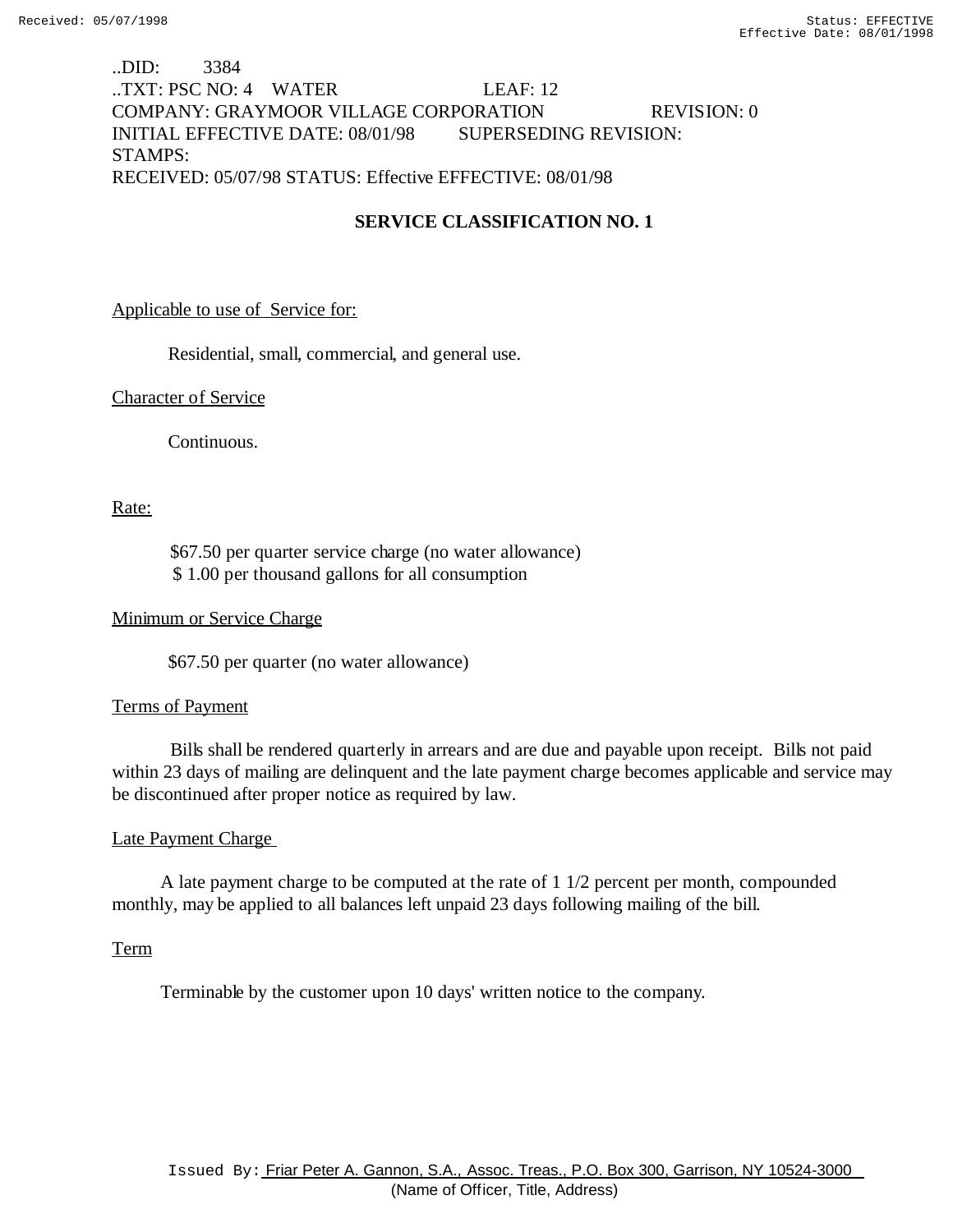..DID: 3384
..TXT: PSC NO: 4 WATER LEAF: 12
COMPANY: GRAYMOOR VILLAGE CORPORATION REVISION: 0
INITIAL EFFECTIVE DATE: 08/01/98 SUPERSEDING REVISION:
STAMPS:
RECEIVED: 05/07/98 STATUS: Effective EFFECTIVE: 08/01/98

## SERVICE CLASSIFICATION NO. 1

Applicable to use of Service for:

Residential, small, commercial, and general use.

Character of Service

Continuous.

Rate:

$67.50 per quarter service charge (no water allowance)
$ 1.00 per thousand gallons for all consumption

Minimum or Service Charge

$67.50 per quarter (no water allowance)

Terms of Payment

Bills shall be rendered quarterly in arrears and are due and payable upon receipt. Bills not paid within 23 days of mailing are delinquent and the late payment charge becomes applicable and service may be discontinued after proper notice as required by law.

Late Payment Charge

A late payment charge to be computed at the rate of 1 1/2 percent per month, compounded monthly, may be applied to all balances left unpaid 23 days following mailing of the bill.

Term

Terminable by the customer upon 10 days' written notice to the company.

Issued By: Friar Peter A. Gannon, S.A., Assoc. Treas., P.O. Box 300, Garrison, NY 10524-3000
(Name of Officer, Title, Address)